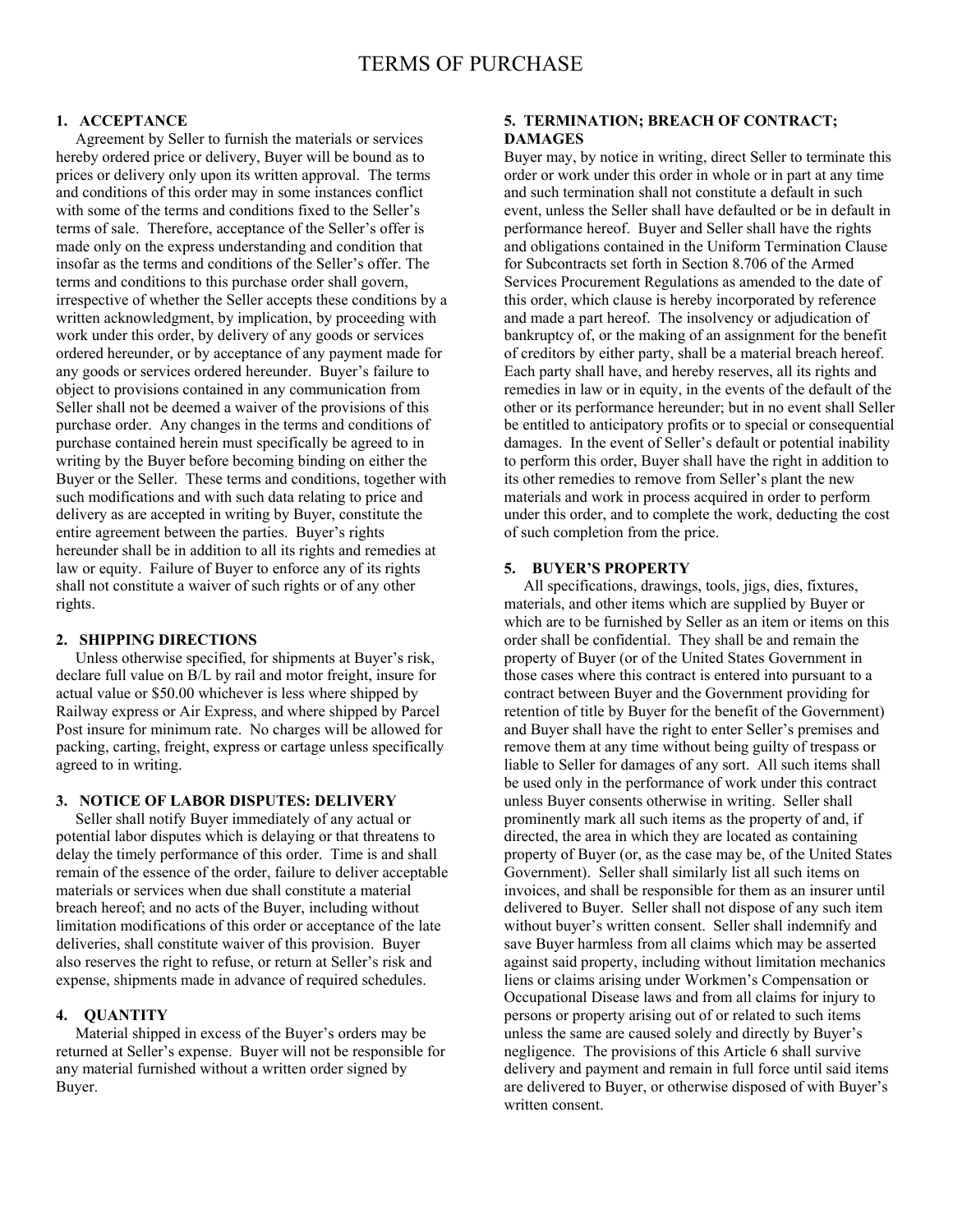# TERMS OF PURCHASE

**1. ACCEPTANCE**

Agreement by Seller to furnish the materials or services hereby ordered price or delivery, Buyer will be bound as to prices or delivery only upon its written approval. The terms and conditions of this order may in some instances conflict with some of the terms and conditions fixed to the Seller's terms of sale. Therefore, acceptance of the Seller's offer is made only on the express understanding and condition that insofar as the terms and conditions of the Seller's offer. The terms and conditions to this purchase order shall govern, irrespective of whether the Seller accepts these conditions by a written acknowledgment, by implication, by proceeding with work under this order, by delivery of any goods or services ordered hereunder, or by acceptance of any payment made for any goods or services ordered hereunder. Buyer's failure to object to provisions contained in any communication from Seller shall not be deemed a waiver of the provisions of this purchase order. Any changes in the terms and conditions of purchase contained herein must specifically be agreed to in writing by the Buyer before becoming binding on either the Buyer or the Seller. These terms and conditions, together with such modifications and with such data relating to price and delivery as are accepted in writing by Buyer, constitute the entire agreement between the parties. Buyer's rights hereunder shall be in addition to all its rights and remedies at law or equity. Failure of Buyer to enforce any of its rights shall not constitute a waiver of such rights or of any other rights.

**2. SHIPPING DIRECTIONS**

Unless otherwise specified, for shipments at Buyer's risk, declare full value on B/L by rail and motor freight, insure for actual value or $50.00 whichever is less where shipped by Railway express or Air Express, and where shipped by Parcel Post insure for minimum rate. No charges will be allowed for packing, carting, freight, express or cartage unless specifically agreed to in writing.

**3. NOTICE OF LABOR DISPUTES: DELIVERY**

Seller shall notify Buyer immediately of any actual or potential labor disputes which is delaying or that threatens to delay the timely performance of this order. Time is and shall remain of the essence of the order, failure to deliver acceptable materials or services when due shall constitute a material breach hereof; and no acts of the Buyer, including without limitation modifications of this order or acceptance of the late deliveries, shall constitute waiver of this provision. Buyer also reserves the right to refuse, or return at Seller's risk and expense, shipments made in advance of required schedules.

**4. QUANTITY**

Material shipped in excess of the Buyer's orders may be returned at Seller's expense. Buyer will not be responsible for any material furnished without a written order signed by Buyer.

**5. TERMINATION; BREACH OF CONTRACT; DAMAGES**

Buyer may, by notice in writing, direct Seller to terminate this order or work under this order in whole or in part at any time and such termination shall not constitute a default in such event, unless the Seller shall have defaulted or be in default in performance hereof. Buyer and Seller shall have the rights and obligations contained in the Uniform Termination Clause for Subcontracts set forth in Section 8.706 of the Armed Services Procurement Regulations as amended to the date of this order, which clause is hereby incorporated by reference and made a part hereof. The insolvency or adjudication of bankruptcy of, or the making of an assignment for the benefit of creditors by either party, shall be a material breach hereof. Each party shall have, and hereby reserves, all its rights and remedies in law or in equity, in the events of the default of the other or its performance hereunder; but in no event shall Seller be entitled to anticipatory profits or to special or consequential damages. In the event of Seller's default or potential inability to perform this order, Buyer shall have the right in addition to its other remedies to remove from Seller's plant the new materials and work in process acquired in order to perform under this order, and to complete the work, deducting the cost of such completion from the price.

**5. BUYER'S PROPERTY**

All specifications, drawings, tools, jigs, dies, fixtures, materials, and other items which are supplied by Buyer or which are to be furnished by Seller as an item or items on this order shall be confidential. They shall be and remain the property of Buyer (or of the United States Government in those cases where this contract is entered into pursuant to a contract between Buyer and the Government providing for retention of title by Buyer for the benefit of the Government) and Buyer shall have the right to enter Seller's premises and remove them at any time without being guilty of trespass or liable to Seller for damages of any sort. All such items shall be used only in the performance of work under this contract unless Buyer consents otherwise in writing. Seller shall prominently mark all such items as the property of and, if directed, the area in which they are located as containing property of Buyer (or, as the case may be, of the United States Government). Seller shall similarly list all such items on invoices, and shall be responsible for them as an insurer until delivered to Buyer. Seller shall not dispose of any such item without buyer's written consent. Seller shall indemnify and save Buyer harmless from all claims which may be asserted against said property, including without limitation mechanics liens or claims arising under Workmen's Compensation or Occupational Disease laws and from all claims for injury to persons or property arising out of or related to such items unless the same are caused solely and directly by Buyer's negligence. The provisions of this Article 6 shall survive delivery and payment and remain in full force until said items are delivered to Buyer, or otherwise disposed of with Buyer's written consent.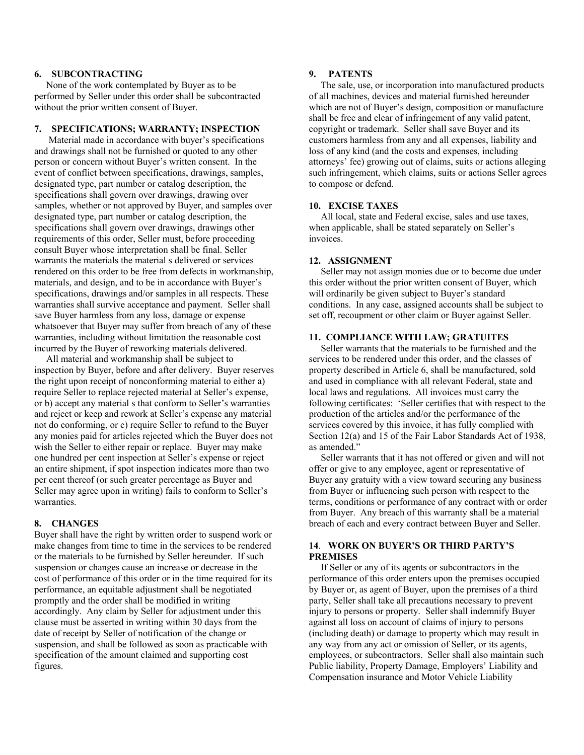## 6. SUBCONTRACTING

None of the work contemplated by Buyer as to be performed by Seller under this order shall be subcontracted without the prior written consent of Buyer.

## 7. SPECIFICATIONS; WARRANTY; INSPECTION

Material made in accordance with buyer's specifications and drawings shall not be furnished or quoted to any other person or concern without Buyer's written consent. In the event of conflict between specifications, drawings, samples, designated type, part number or catalog description, the specifications shall govern over drawings, drawing over samples, whether or not approved by Buyer, and samples over designated type, part number or catalog description, the specifications shall govern over drawings, drawings other requirements of this order, Seller must, before proceeding consult Buyer whose interpretation shall be final. Seller warrants the materials the material s delivered or services rendered on this order to be free from defects in workmanship, materials, and design, and to be in accordance with Buyer's specifications, drawings and/or samples in all respects. These warranties shall survive acceptance and payment. Seller shall save Buyer harmless from any loss, damage or expense whatsoever that Buyer may suffer from breach of any of these warranties, including without limitation the reasonable cost incurred by the Buyer of reworking materials delivered.

All material and workmanship shall be subject to inspection by Buyer, before and after delivery. Buyer reserves the right upon receipt of nonconforming material to either a) require Seller to replace rejected material at Seller's expense, or b) accept any material s that conform to Seller's warranties and reject or keep and rework at Seller's expense any material not do conforming, or c) require Seller to refund to the Buyer any monies paid for articles rejected which the Buyer does not wish the Seller to either repair or replace. Buyer may make one hundred per cent inspection at Seller's expense or reject an entire shipment, if spot inspection indicates more than two per cent thereof (or such greater percentage as Buyer and Seller may agree upon in writing) fails to conform to Seller's warranties.

## 8. CHANGES

Buyer shall have the right by written order to suspend work or make changes from time to time in the services to be rendered or the materials to be furnished by Seller hereunder. If such suspension or changes cause an increase or decrease in the cost of performance of this order or in the time required for its performance, an equitable adjustment shall be negotiated promptly and the order shall be modified in writing accordingly. Any claim by Seller for adjustment under this clause must be asserted in writing within 30 days from the date of receipt by Seller of notification of the change or suspension, and shall be followed as soon as practicable with specification of the amount claimed and supporting cost figures.

## 9. PATENTS

The sale, use, or incorporation into manufactured products of all machines, devices and material furnished hereunder which are not of Buyer's design, composition or manufacture shall be free and clear of infringement of any valid patent, copyright or trademark. Seller shall save Buyer and its customers harmless from any and all expenses, liability and loss of any kind (and the costs and expenses, including attorneys' fee) growing out of claims, suits or actions alleging such infringement, which claims, suits or actions Seller agrees to compose or defend.

## 10. EXCISE TAXES

All local, state and Federal excise, sales and use taxes, when applicable, shall be stated separately on Seller's invoices.

## 12. ASSIGNMENT

Seller may not assign monies due or to become due under this order without the prior written consent of Buyer, which will ordinarily be given subject to Buyer's standard conditions. In any case, assigned accounts shall be subject to set off, recoupment or other claim or Buyer against Seller.

## 11. COMPLIANCE WITH LAW; GRATUITES

Seller warrants that the materials to be furnished and the services to be rendered under this order, and the classes of property described in Article 6, shall be manufactured, sold and used in compliance with all relevant Federal, state and local laws and regulations. All invoices must carry the following certificates: 'Seller certifies that with respect to the production of the articles and/or the performance of the services covered by this invoice, it has fully complied with Section 12(a) and 15 of the Fair Labor Standards Act of 1938, as amended."

Seller warrants that it has not offered or given and will not offer or give to any employee, agent or representative of Buyer any gratuity with a view toward securing any business from Buyer or influencing such person with respect to the terms, conditions or performance of any contract with or order from Buyer. Any breach of this warranty shall be a material breach of each and every contract between Buyer and Seller.

## 14. WORK ON BUYER'S OR THIRD PARTY'S PREMISES

If Seller or any of its agents or subcontractors in the performance of this order enters upon the premises occupied by Buyer or, as agent of Buyer, upon the premises of a third party, Seller shall take all precautions necessary to prevent injury to persons or property. Seller shall indemnify Buyer against all loss on account of claims of injury to persons (including death) or damage to property which may result in any way from any act or omission of Seller, or its agents, employees, or subcontractors. Seller shall also maintain such Public liability, Property Damage, Employers' Liability and Compensation insurance and Motor Vehicle Liability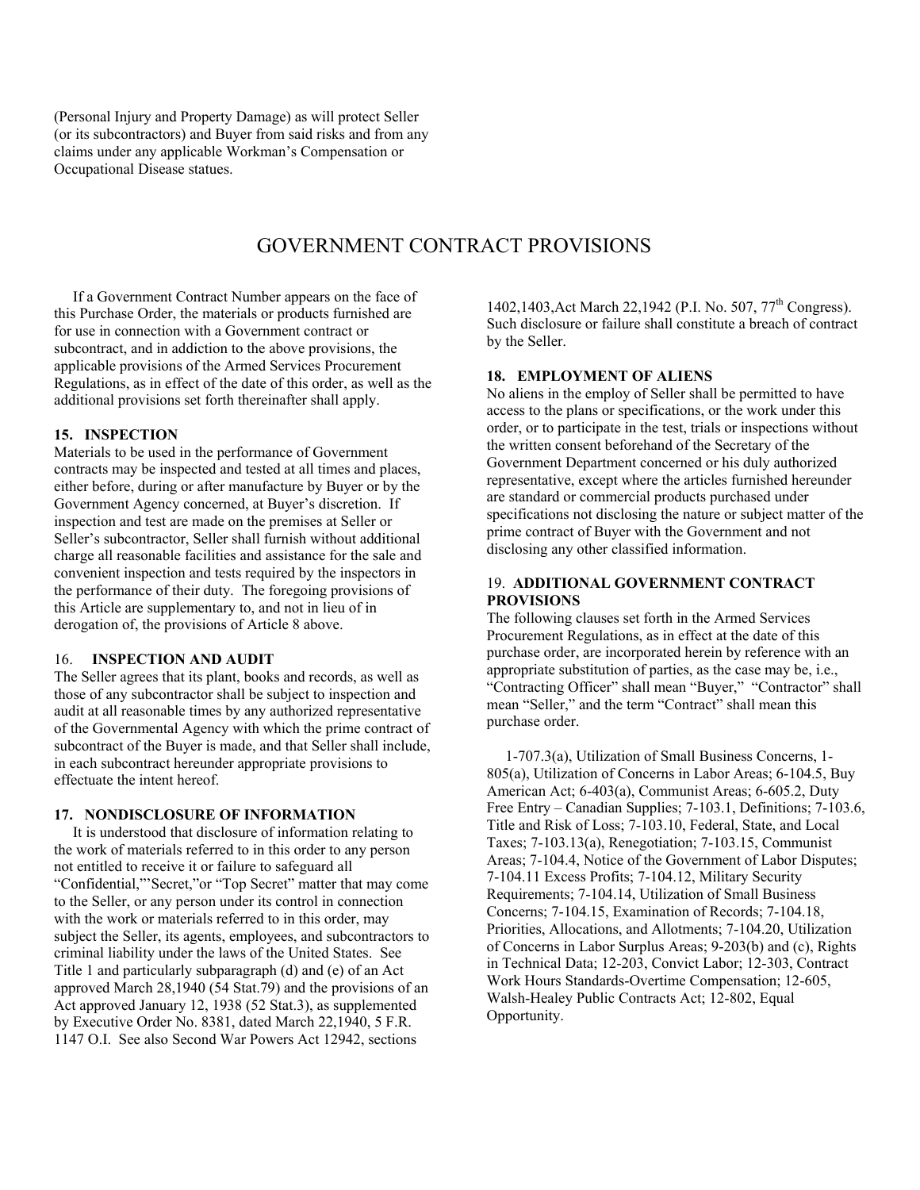(Personal Injury and Property Damage) as will protect Seller (or its subcontractors) and Buyer from said risks and from any claims under any applicable Workman's Compensation or Occupational Disease statues.

# GOVERNMENT CONTRACT PROVISIONS

If a Government Contract Number appears on the face of this Purchase Order, the materials or products furnished are for use in connection with a Government contract or subcontract, and in addiction to the above provisions, the applicable provisions of the Armed Services Procurement Regulations, as in effect of the date of this order, as well as the additional provisions set forth thereinafter shall apply.

**15. INSPECTION**

Materials to be used in the performance of Government contracts may be inspected and tested at all times and places, either before, during or after manufacture by Buyer or by the Government Agency concerned, at Buyer's discretion. If inspection and test are made on the premises at Seller or Seller's subcontractor, Seller shall furnish without additional charge all reasonable facilities and assistance for the sale and convenient inspection and tests required by the inspectors in the performance of their duty. The foregoing provisions of this Article are supplementary to, and not in lieu of in derogation of, the provisions of Article 8 above.

16. **INSPECTION AND AUDIT**

The Seller agrees that its plant, books and records, as well as those of any subcontractor shall be subject to inspection and audit at all reasonable times by any authorized representative of the Governmental Agency with which the prime contract of subcontract of the Buyer is made, and that Seller shall include, in each subcontract hereunder appropriate provisions to effectuate the intent hereof.

**17. NONDISCLOSURE OF INFORMATION**

It is understood that disclosure of information relating to the work of materials referred to in this order to any person not entitled to receive it or failure to safeguard all "Confidential,"'Secret,"or "Top Secret" matter that may come to the Seller, or any person under its control in connection with the work or materials referred to in this order, may subject the Seller, its agents, employees, and subcontractors to criminal liability under the laws of the United States. See Title 1 and particularly subparagraph (d) and (e) of an Act approved March 28,1940 (54 Stat.79) and the provisions of an Act approved January 12, 1938 (52 Stat.3), as supplemented by Executive Order No. 8381, dated March 22,1940, 5 F.R. 1147 O.I. See also Second War Powers Act 12942, sections 1402,1403,Act March 22,1942 (P.I. No. 507, 77th Congress). Such disclosure or failure shall constitute a breach of contract by the Seller.

**18. EMPLOYMENT OF ALIENS**

No aliens in the employ of Seller shall be permitted to have access to the plans or specifications, or the work under this order, or to participate in the test, trials or inspections without the written consent beforehand of the Secretary of the Government Department concerned or his duly authorized representative, except where the articles furnished hereunder are standard or commercial products purchased under specifications not disclosing the nature or subject matter of the prime contract of Buyer with the Government and not disclosing any other classified information.

19. **ADDITIONAL GOVERNMENT CONTRACT PROVISIONS**

The following clauses set forth in the Armed Services Procurement Regulations, as in effect at the date of this purchase order, are incorporated herein by reference with an appropriate substitution of parties, as the case may be, i.e., "Contracting Officer" shall mean "Buyer," "Contractor" shall mean "Seller," and the term "Contract" shall mean this purchase order.

1-707.3(a), Utilization of Small Business Concerns, 1-805(a), Utilization of Concerns in Labor Areas; 6-104.5, Buy American Act; 6-403(a), Communist Areas; 6-605.2, Duty Free Entry – Canadian Supplies; 7-103.1, Definitions; 7-103.6, Title and Risk of Loss; 7-103.10, Federal, State, and Local Taxes; 7-103.13(a), Renegotiation; 7-103.15, Communist Areas; 7-104.4, Notice of the Government of Labor Disputes; 7-104.11 Excess Profits; 7-104.12, Military Security Requirements; 7-104.14, Utilization of Small Business Concerns; 7-104.15, Examination of Records; 7-104.18, Priorities, Allocations, and Allotments; 7-104.20, Utilization of Concerns in Labor Surplus Areas; 9-203(b) and (c), Rights in Technical Data; 12-203, Convict Labor; 12-303, Contract Work Hours Standards-Overtime Compensation; 12-605, Walsh-Healey Public Contracts Act; 12-802, Equal Opportunity.